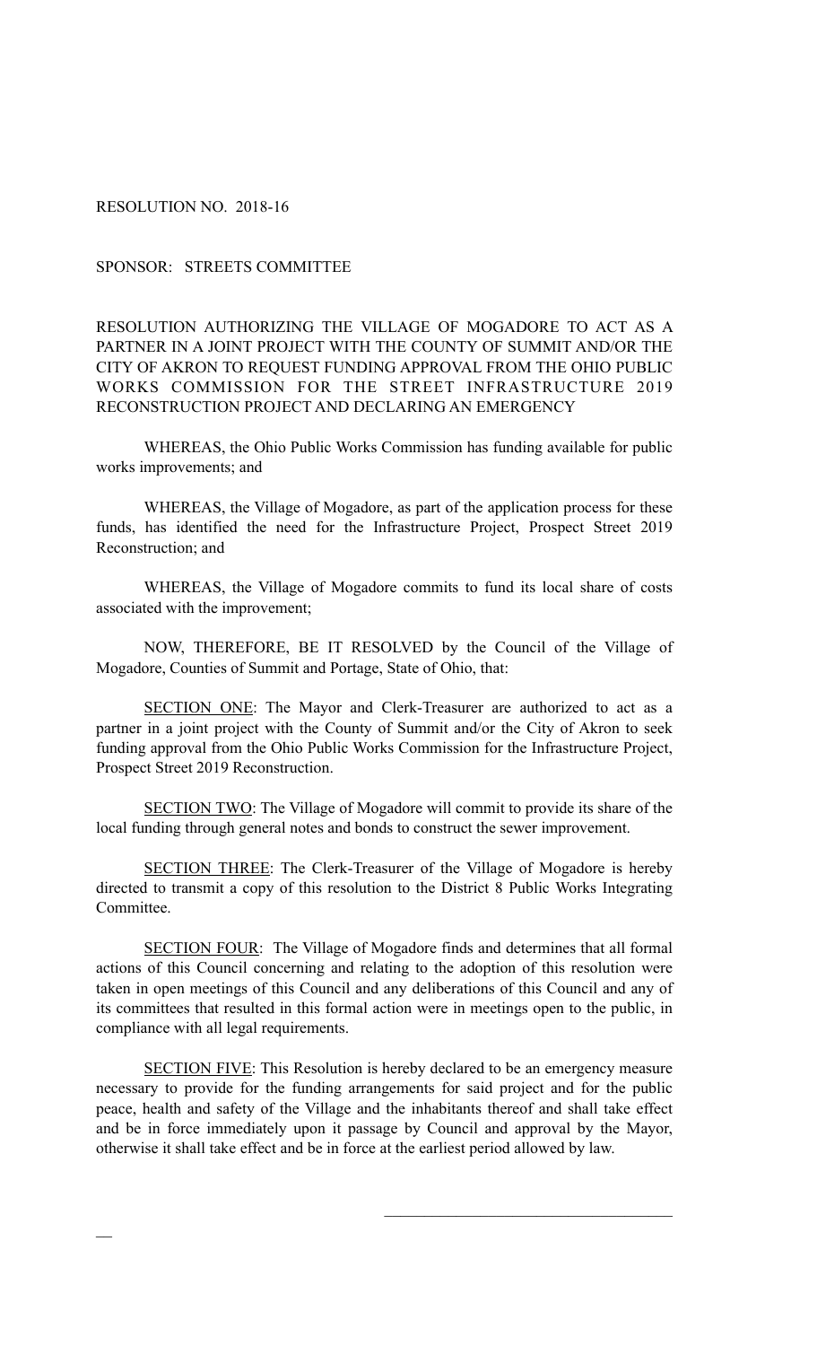RESOLUTION NO. 2018-16

SPONSOR: STREETS COMMITTEE

RESOLUTION AUTHORIZING THE VILLAGE OF MOGADORE TO ACT AS A PARTNER IN A JOINT PROJECT WITH THE COUNTY OF SUMMIT AND/OR THE CITY OF AKRON TO REQUEST FUNDING APPROVAL FROM THE OHIO PUBLIC WORKS COMMISSION FOR THE STREET INFRASTRUCTURE 2019 RECONSTRUCTION PROJECT AND DECLARING AN EMERGENCY

WHEREAS, the Ohio Public Works Commission has funding available for public works improvements; and

WHEREAS, the Village of Mogadore, as part of the application process for these funds, has identified the need for the Infrastructure Project, Prospect Street 2019 Reconstruction; and

WHEREAS, the Village of Mogadore commits to fund its local share of costs associated with the improvement;

NOW, THEREFORE, BE IT RESOLVED by the Council of the Village of Mogadore, Counties of Summit and Portage, State of Ohio, that:

SECTION ONE: The Mayor and Clerk-Treasurer are authorized to act as a partner in a joint project with the County of Summit and/or the City of Akron to seek funding approval from the Ohio Public Works Commission for the Infrastructure Project, Prospect Street 2019 Reconstruction.

SECTION TWO: The Village of Mogadore will commit to provide its share of the local funding through general notes and bonds to construct the sewer improvement.

SECTION THREE: The Clerk-Treasurer of the Village of Mogadore is hereby directed to transmit a copy of this resolution to the District 8 Public Works Integrating Committee.

SECTION FOUR: The Village of Mogadore finds and determines that all formal actions of this Council concerning and relating to the adoption of this resolution were taken in open meetings of this Council and any deliberations of this Council and any of its committees that resulted in this formal action were in meetings open to the public, in compliance with all legal requirements.

SECTION FIVE: This Resolution is hereby declared to be an emergency measure necessary to provide for the funding arrangements for said project and for the public peace, health and safety of the Village and the inhabitants thereof and shall take effect and be in force immediately upon it passage by Council and approval by the Mayor, otherwise it shall take effect and be in force at the earliest period allowed by law.

\_\_\_\_\_\_\_\_\_\_\_\_\_\_\_\_\_\_\_\_\_\_\_\_\_\_\_\_\_\_\_\_\_\_\_\_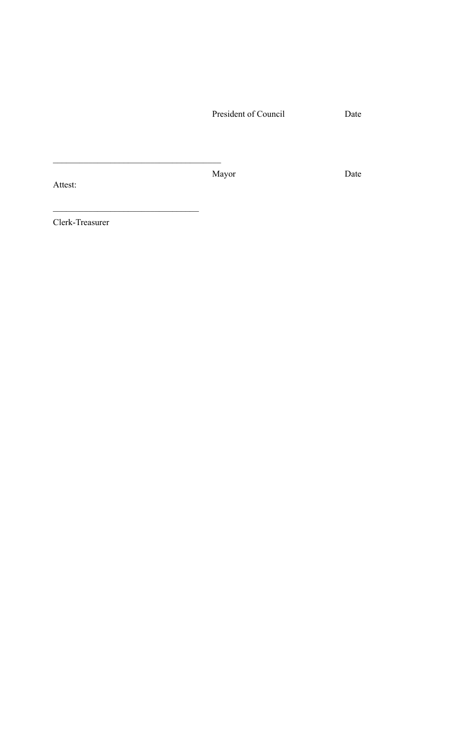President of Council Date

\_\_\_\_\_\_\_\_\_\_\_\_\_\_\_\_\_\_\_\_\_\_\_\_\_\_\_\_\_\_\_\_\_\_\_\_\_\_

Mayor Date

Attest:

\_\_\_\_\_\_\_\_\_\_\_\_\_\_\_\_\_\_\_\_\_\_\_\_\_\_\_\_\_\_\_\_\_\_

Clerk-Treasurer